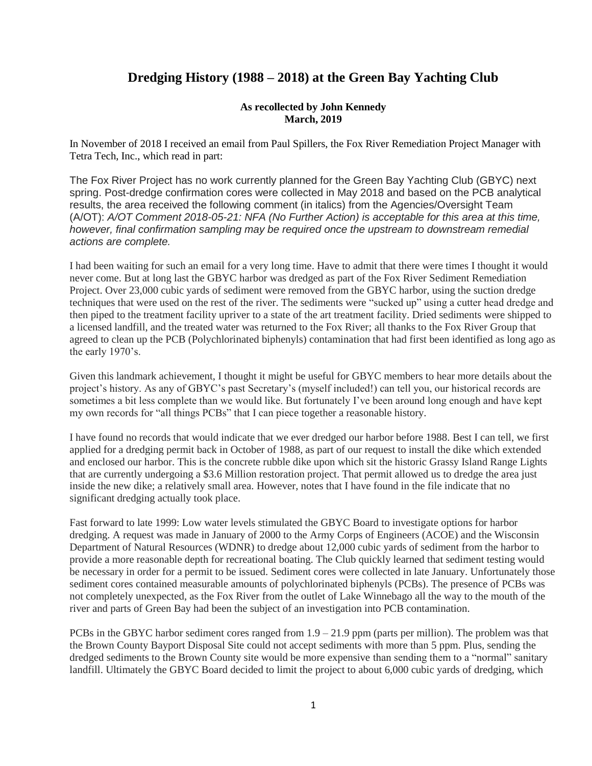# Dredging History (1988 – 2018) at the Green Bay Yachting Club

**As recollected by John Kennedy**
**March, 2019**

In November of 2018 I received an email from Paul Spillers, the Fox River Remediation Project Manager with Tetra Tech, Inc., which read in part:

The Fox River Project has no work currently planned for the Green Bay Yachting Club (GBYC) next spring. Post-dredge confirmation cores were collected in May 2018 and based on the PCB analytical results, the area received the following comment (in italics) from the Agencies/Oversight Team (A/OT): *A/OT Comment 2018-05-21: NFA (No Further Action) is acceptable for this area at this time, however, final confirmation sampling may be required once the upstream to downstream remedial actions are complete.*

I had been waiting for such an email for a very long time. Have to admit that there were times I thought it would never come. But at long last the GBYC harbor was dredged as part of the Fox River Sediment Remediation Project. Over 23,000 cubic yards of sediment were removed from the GBYC harbor, using the suction dredge techniques that were used on the rest of the river. The sediments were "sucked up" using a cutter head dredge and then piped to the treatment facility upriver to a state of the art treatment facility. Dried sediments were shipped to a licensed landfill, and the treated water was returned to the Fox River; all thanks to the Fox River Group that agreed to clean up the PCB (Polychlorinated biphenyls) contamination that had first been identified as long ago as the early 1970's.

Given this landmark achievement, I thought it might be useful for GBYC members to hear more details about the project's history. As any of GBYC's past Secretary's (myself included!) can tell you, our historical records are sometimes a bit less complete than we would like. But fortunately I've been around long enough and have kept my own records for "all things PCBs" that I can piece together a reasonable history.

I have found no records that would indicate that we ever dredged our harbor before 1988. Best I can tell, we first applied for a dredging permit back in October of 1988, as part of our request to install the dike which extended and enclosed our harbor. This is the concrete rubble dike upon which sit the historic Grassy Island Range Lights that are currently undergoing a \$3.6 Million restoration project. That permit allowed us to dredge the area just inside the new dike; a relatively small area. However, notes that I have found in the file indicate that no significant dredging actually took place.

Fast forward to late 1999: Low water levels stimulated the GBYC Board to investigate options for harbor dredging. A request was made in January of 2000 to the Army Corps of Engineers (ACOE) and the Wisconsin Department of Natural Resources (WDNR) to dredge about 12,000 cubic yards of sediment from the harbor to provide a more reasonable depth for recreational boating. The Club quickly learned that sediment testing would be necessary in order for a permit to be issued. Sediment cores were collected in late January. Unfortunately those sediment cores contained measurable amounts of polychlorinated biphenyls (PCBs). The presence of PCBs was not completely unexpected, as the Fox River from the outlet of Lake Winnebago all the way to the mouth of the river and parts of Green Bay had been the subject of an investigation into PCB contamination.

PCBs in the GBYC harbor sediment cores ranged from 1.9 – 21.9 ppm (parts per million). The problem was that the Brown County Bayport Disposal Site could not accept sediments with more than 5 ppm. Plus, sending the dredged sediments to the Brown County site would be more expensive than sending them to a "normal" sanitary landfill. Ultimately the GBYC Board decided to limit the project to about 6,000 cubic yards of dredging, which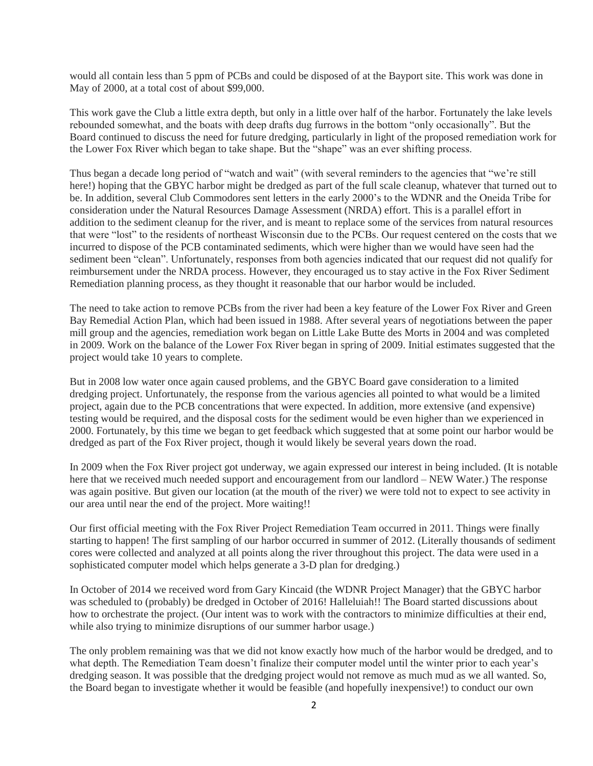would all contain less than 5 ppm of PCBs and could be disposed of at the Bayport site. This work was done in May of 2000, at a total cost of about $99,000.

This work gave the Club a little extra depth, but only in a little over half of the harbor. Fortunately the lake levels rebounded somewhat, and the boats with deep drafts dug furrows in the bottom "only occasionally". But the Board continued to discuss the need for future dredging, particularly in light of the proposed remediation work for the Lower Fox River which began to take shape. But the "shape" was an ever shifting process.

Thus began a decade long period of "watch and wait" (with several reminders to the agencies that "we're still here!) hoping that the GBYC harbor might be dredged as part of the full scale cleanup, whatever that turned out to be. In addition, several Club Commodores sent letters in the early 2000's to the WDNR and the Oneida Tribe for consideration under the Natural Resources Damage Assessment (NRDA) effort. This is a parallel effort in addition to the sediment cleanup for the river, and is meant to replace some of the services from natural resources that were "lost" to the residents of northeast Wisconsin due to the PCBs. Our request centered on the costs that we incurred to dispose of the PCB contaminated sediments, which were higher than we would have seen had the sediment been "clean". Unfortunately, responses from both agencies indicated that our request did not qualify for reimbursement under the NRDA process. However, they encouraged us to stay active in the Fox River Sediment Remediation planning process, as they thought it reasonable that our harbor would be included.

The need to take action to remove PCBs from the river had been a key feature of the Lower Fox River and Green Bay Remedial Action Plan, which had been issued in 1988. After several years of negotiations between the paper mill group and the agencies, remediation work began on Little Lake Butte des Morts in 2004 and was completed in 2009. Work on the balance of the Lower Fox River began in spring of 2009. Initial estimates suggested that the project would take 10 years to complete.

But in 2008 low water once again caused problems, and the GBYC Board gave consideration to a limited dredging project. Unfortunately, the response from the various agencies all pointed to what would be a limited project, again due to the PCB concentrations that were expected. In addition, more extensive (and expensive) testing would be required, and the disposal costs for the sediment would be even higher than we experienced in 2000. Fortunately, by this time we began to get feedback which suggested that at some point our harbor would be dredged as part of the Fox River project, though it would likely be several years down the road.

In 2009 when the Fox River project got underway, we again expressed our interest in being included. (It is notable here that we received much needed support and encouragement from our landlord – NEW Water.) The response was again positive. But given our location (at the mouth of the river) we were told not to expect to see activity in our area until near the end of the project. More waiting!!

Our first official meeting with the Fox River Project Remediation Team occurred in 2011. Things were finally starting to happen! The first sampling of our harbor occurred in summer of 2012. (Literally thousands of sediment cores were collected and analyzed at all points along the river throughout this project. The data were used in a sophisticated computer model which helps generate a 3-D plan for dredging.)

In October of 2014 we received word from Gary Kincaid (the WDNR Project Manager) that the GBYC harbor was scheduled to (probably) be dredged in October of 2016! Halleluiah!! The Board started discussions about how to orchestrate the project. (Our intent was to work with the contractors to minimize difficulties at their end, while also trying to minimize disruptions of our summer harbor usage.)

The only problem remaining was that we did not know exactly how much of the harbor would be dredged, and to what depth. The Remediation Team doesn't finalize their computer model until the winter prior to each year's dredging season. It was possible that the dredging project would not remove as much mud as we all wanted. So, the Board began to investigate whether it would be feasible (and hopefully inexpensive!) to conduct our own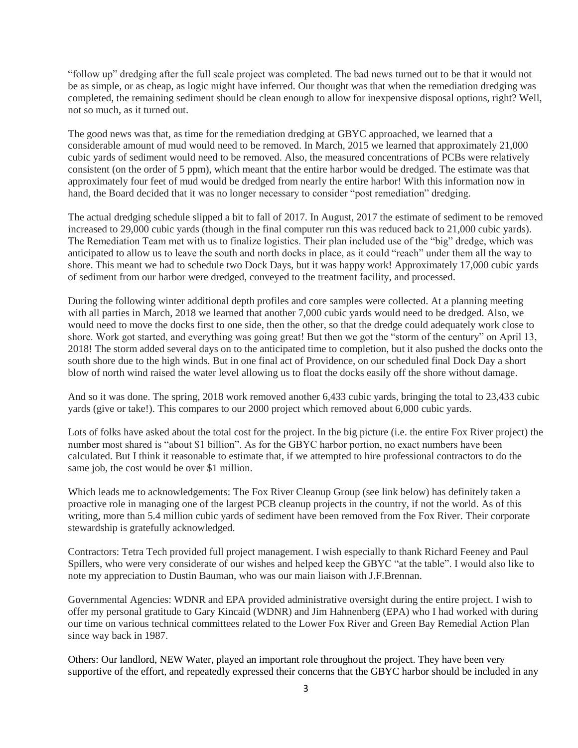"follow up" dredging after the full scale project was completed. The bad news turned out to be that it would not be as simple, or as cheap, as logic might have inferred. Our thought was that when the remediation dredging was completed, the remaining sediment should be clean enough to allow for inexpensive disposal options, right? Well, not so much, as it turned out.

The good news was that, as time for the remediation dredging at GBYC approached, we learned that a considerable amount of mud would need to be removed. In March, 2015 we learned that approximately 21,000 cubic yards of sediment would need to be removed. Also, the measured concentrations of PCBs were relatively consistent (on the order of 5 ppm), which meant that the entire harbor would be dredged. The estimate was that approximately four feet of mud would be dredged from nearly the entire harbor! With this information now in hand, the Board decided that it was no longer necessary to consider "post remediation" dredging.

The actual dredging schedule slipped a bit to fall of 2017. In August, 2017 the estimate of sediment to be removed increased to 29,000 cubic yards (though in the final computer run this was reduced back to 21,000 cubic yards). The Remediation Team met with us to finalize logistics. Their plan included use of the "big" dredge, which was anticipated to allow us to leave the south and north docks in place, as it could "reach" under them all the way to shore. This meant we had to schedule two Dock Days, but it was happy work! Approximately 17,000 cubic yards of sediment from our harbor were dredged, conveyed to the treatment facility, and processed.

During the following winter additional depth profiles and core samples were collected. At a planning meeting with all parties in March, 2018 we learned that another 7,000 cubic yards would need to be dredged. Also, we would need to move the docks first to one side, then the other, so that the dredge could adequately work close to shore. Work got started, and everything was going great! But then we got the "storm of the century" on April 13, 2018! The storm added several days on to the anticipated time to completion, but it also pushed the docks onto the south shore due to the high winds. But in one final act of Providence, on our scheduled final Dock Day a short blow of north wind raised the water level allowing us to float the docks easily off the shore without damage.

And so it was done. The spring, 2018 work removed another 6,433 cubic yards, bringing the total to 23,433 cubic yards (give or take!). This compares to our 2000 project which removed about 6,000 cubic yards.

Lots of folks have asked about the total cost for the project. In the big picture (i.e. the entire Fox River project) the number most shared is "about $1 billion". As for the GBYC harbor portion, no exact numbers have been calculated. But I think it reasonable to estimate that, if we attempted to hire professional contractors to do the same job, the cost would be over $1 million.

Which leads me to acknowledgements: The Fox River Cleanup Group (see link below) has definitely taken a proactive role in managing one of the largest PCB cleanup projects in the country, if not the world. As of this writing, more than 5.4 million cubic yards of sediment have been removed from the Fox River. Their corporate stewardship is gratefully acknowledged.

Contractors: Tetra Tech provided full project management. I wish especially to thank Richard Feeney and Paul Spillers, who were very considerate of our wishes and helped keep the GBYC "at the table". I would also like to note my appreciation to Dustin Bauman, who was our main liaison with J.F.Brennan.

Governmental Agencies: WDNR and EPA provided administrative oversight during the entire project. I wish to offer my personal gratitude to Gary Kincaid (WDNR) and Jim Hahnenberg (EPA) who I had worked with during our time on various technical committees related to the Lower Fox River and Green Bay Remedial Action Plan since way back in 1987.

Others: Our landlord, NEW Water, played an important role throughout the project. They have been very supportive of the effort, and repeatedly expressed their concerns that the GBYC harbor should be included in any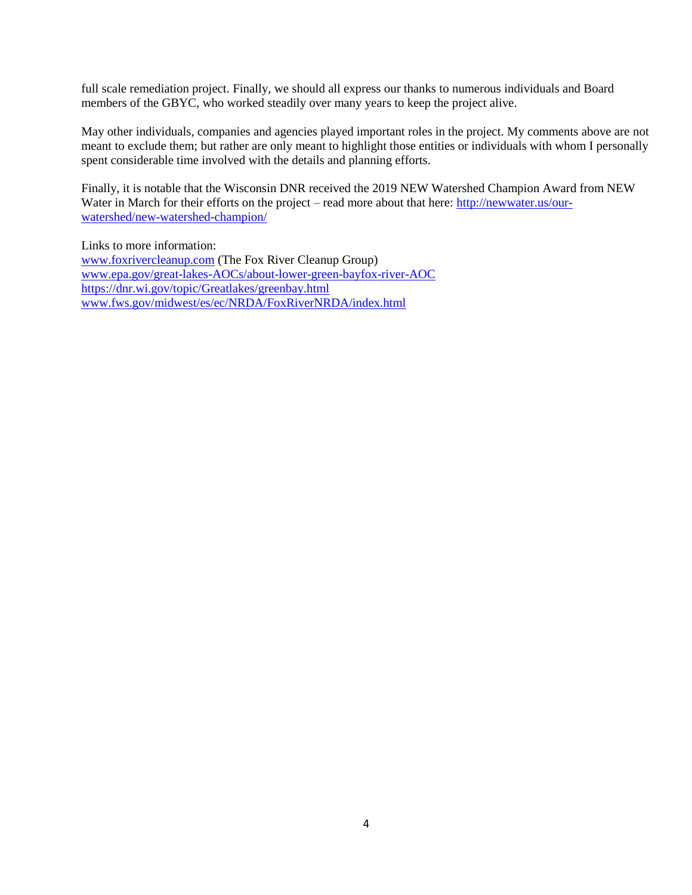full scale remediation project. Finally, we should all express our thanks to numerous individuals and Board members of the GBYC, who worked steadily over many years to keep the project alive.

May other individuals, companies and agencies played important roles in the project. My comments above are not meant to exclude them; but rather are only meant to highlight those entities or individuals with whom I personally spent considerable time involved with the details and planning efforts.

Finally, it is notable that the Wisconsin DNR received the 2019 NEW Watershed Champion Award from NEW Water in March for their efforts on the project – read more about that here: [http://newwater.us/our-watershed/new-watershed-champion/](http://newwater.us/our-watershed/new-watershed-champion/)

Links to more information:
[www.foxrivercleanup.com](http://www.foxrivercleanup.com) (The Fox River Cleanup Group)
[www.epa.gov/great-lakes-AOCs/about-lower-green-bayfox-river-AOC](http://www.epa.gov/great-lakes-AOCs/about-lower-green-bayfox-river-AOC)
[https://dnr.wi.gov/topic/Greatlakes/greenbay.html](https://dnr.wi.gov/topic/Greatlakes/greenbay.html)
[www.fws.gov/midwest/es/ec/NRDA/FoxRiverNRDA/index.html](http://www.fws.gov/midwest/es/ec/NRDA/FoxRiverNRDA/index.html)